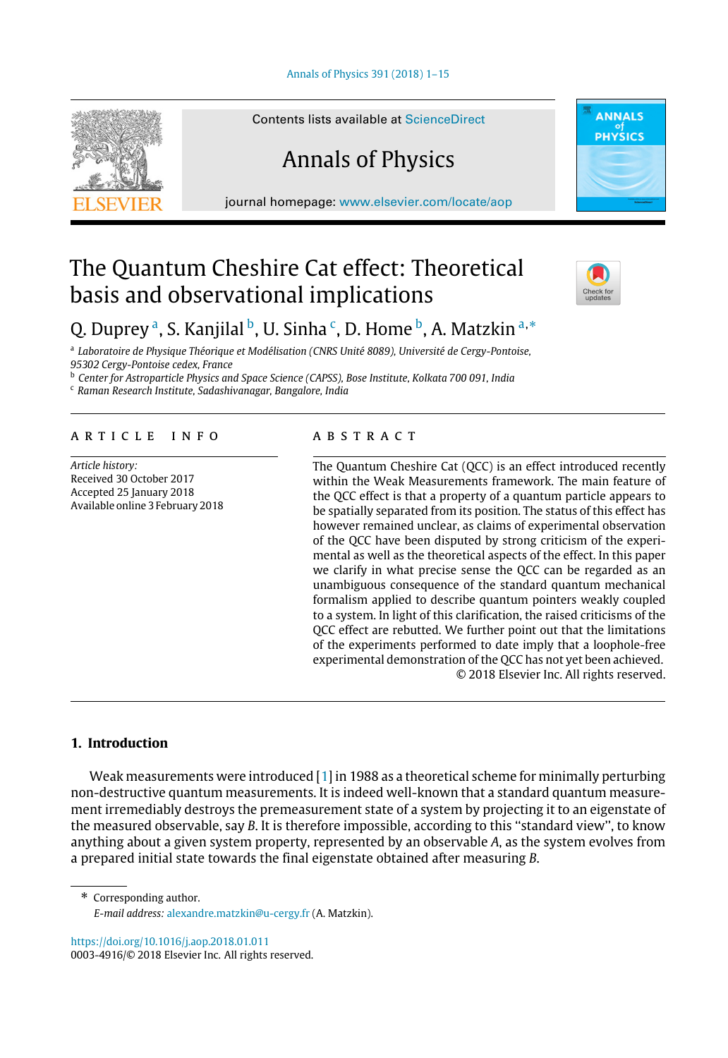# The Quantum Cheshire Cat effect: Theoretical basis and observational implications

Q. Duprey [a], S. Kanjilal [b], U. Sinha [c], D. Home [b], A. Matzkin [a,*]

[a] *Laboratoire de Physique Théorique et Modélisation (CNRS Unité 8089), Université de Cergy-Pontoise, 95302 Cergy-Pontoise cedex, France*
[b] *Center for Astroparticle Physics and Space Science (CAPSS), Bose Institute, Kolkata 700 091, India*
[c] *Raman Research Institute, Sadashivanagar, Bangalore, India*

## ARTICLE INFO

*Article history:*
Received 30 October 2017
Accepted 25 January 2018
Available online 3 February 2018

## ABSTRACT

The Quantum Cheshire Cat (QCC) is an effect introduced recently within the Weak Measurements framework. The main feature of the QCC effect is that a property of a quantum particle appears to be spatially separated from its position. The status of this effect has however remained unclear, as claims of experimental observation of the QCC have been disputed by strong criticism of the experimental as well as the theoretical aspects of the effect. In this paper we clarify in what precise sense the QCC can be regarded as an unambiguous consequence of the standard quantum mechanical formalism applied to describe quantum pointers weakly coupled to a system. In light of this clarification, the raised criticisms of the QCC effect are rebutted. We further point out that the limitations of the experiments performed to date imply that a loophole-free experimental demonstration of the QCC has not yet been achieved.

© 2018 Elsevier Inc. All rights reserved.

## 1. Introduction

Weak measurements were introduced [1] in 1988 as a theoretical scheme for minimally perturbing non-destructive quantum measurements. It is indeed well-known that a standard quantum measurement irremediably destroys the premeasurement state of a system by projecting it to an eigenstate of the measured observable, say $B$. It is therefore impossible, according to this "standard view", to know anything about a given system property, represented by an observable $A$, as the system evolves from a prepared initial state towards the final eigenstate obtained after measuring $B$.

---

* Corresponding author.
*E-mail address:* alexandre.matzkin@u-cergy.fr (A. Matzkin).

https://doi.org/10.1016/j.aop.2018.01.011
0003-4916/© 2018 Elsevier Inc. All rights reserved.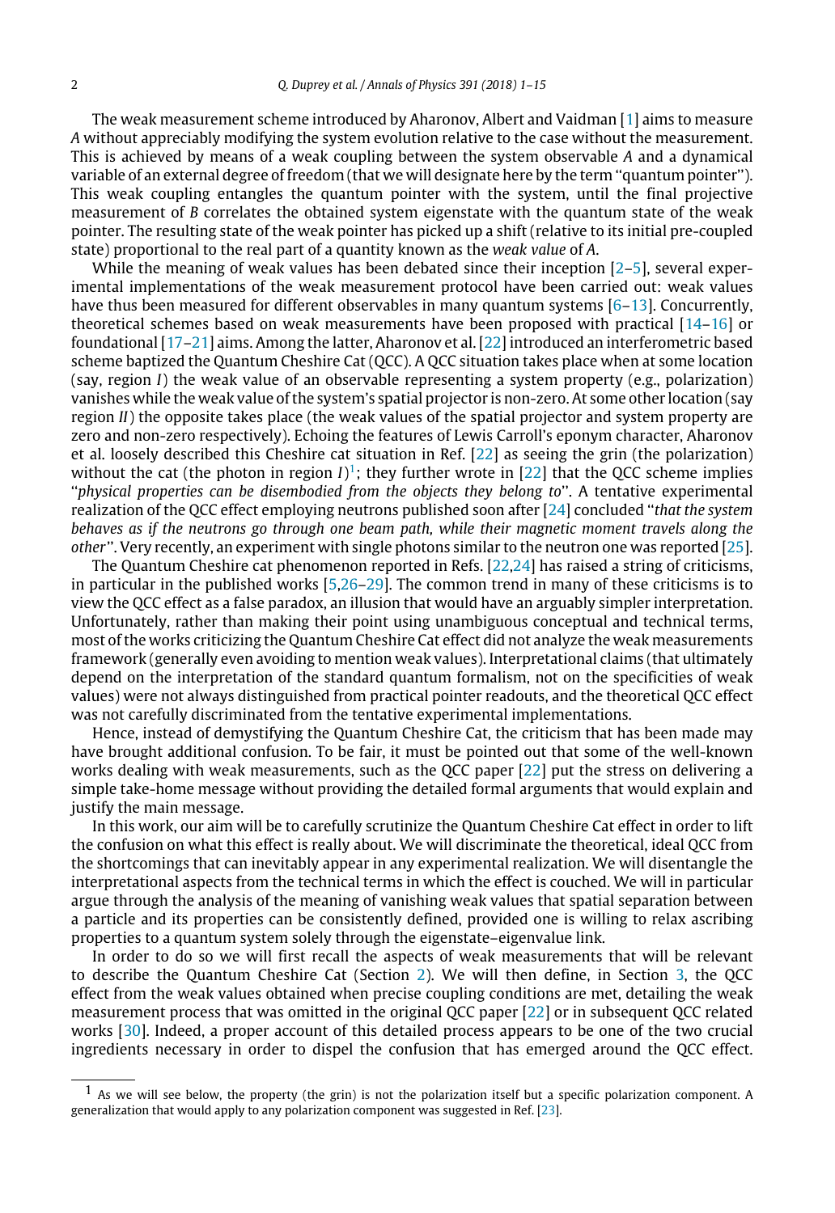The weak measurement scheme introduced by Aharonov, Albert and Vaidman [1] aims to measure $A$ without appreciably modifying the system evolution relative to the case without the measurement. This is achieved by means of a weak coupling between the system observable $A$ and a dynamical variable of an external degree of freedom (that we will designate here by the term "quantum pointer"). This weak coupling entangles the quantum pointer with the system, until the final projective measurement of $B$ correlates the obtained system eigenstate with the quantum state of the weak pointer. The resulting state of the weak pointer has picked up a shift (relative to its initial pre-coupled state) proportional to the real part of a quantity known as the *weak value* of $A$.

While the meaning of weak values has been debated since their inception [2–5], several experimental implementations of the weak measurement protocol have been carried out: weak values have thus been measured for different observables in many quantum systems [6–13]. Concurrently, theoretical schemes based on weak measurements have been proposed with practical [14–16] or foundational [17–21] aims. Among the latter, Aharonov et al. [22] introduced an interferometric based scheme baptized the Quantum Cheshire Cat (QCC). A QCC situation takes place when at some location (say, region $I$) the weak value of an observable representing a system property (e.g., polarization) vanishes while the weak value of the system's spatial projector is non-zero. At some other location (say region $II$) the opposite takes place (the weak values of the spatial projector and system property are zero and non-zero respectively). Echoing the features of Lewis Carroll's eponym character, Aharonov et al. loosely described this Cheshire cat situation in Ref. [22] as seeing the grin (the polarization) without the cat (the photon in region $I$)[1]; they further wrote in [22] that the QCC scheme implies "*physical properties can be disembodied from the objects they belong to*". A tentative experimental realization of the QCC effect employing neutrons published soon after [24] concluded "*that the system behaves as if the neutrons go through one beam path, while their magnetic moment travels along the other*". Very recently, an experiment with single photons similar to the neutron one was reported [25].

The Quantum Cheshire cat phenomenon reported in Refs. [22,24] has raised a string of criticisms, in particular in the published works [5,26–29]. The common trend in many of these criticisms is to view the QCC effect as a false paradox, an illusion that would have an arguably simpler interpretation. Unfortunately, rather than making their point using unambiguous conceptual and technical terms, most of the works criticizing the Quantum Cheshire Cat effect did not analyze the weak measurements framework (generally even avoiding to mention weak values). Interpretational claims (that ultimately depend on the interpretation of the standard quantum formalism, not on the specificities of weak values) were not always distinguished from practical pointer readouts, and the theoretical QCC effect was not carefully discriminated from the tentative experimental implementations.

Hence, instead of demystifying the Quantum Cheshire Cat, the criticism that has been made may have brought additional confusion. To be fair, it must be pointed out that some of the well-known works dealing with weak measurements, such as the QCC paper [22] put the stress on delivering a simple take-home message without providing the detailed formal arguments that would explain and justify the main message.

In this work, our aim will be to carefully scrutinize the Quantum Cheshire Cat effect in order to lift the confusion on what this effect is really about. We will discriminate the theoretical, ideal QCC from the shortcomings that can inevitably appear in any experimental realization. We will disentangle the interpretational aspects from the technical terms in which the effect is couched. We will in particular argue through the analysis of the meaning of vanishing weak values that spatial separation between a particle and its properties can be consistently defined, provided one is willing to relax ascribing properties to a quantum system solely through the eigenstate–eigenvalue link.

In order to do so we will first recall the aspects of weak measurements that will be relevant to describe the Quantum Cheshire Cat (Section 2). We will then define, in Section 3, the QCC effect from the weak values obtained when precise coupling conditions are met, detailing the weak measurement process that was omitted in the original QCC paper [22] or in subsequent QCC related works [30]. Indeed, a proper account of this detailed process appears to be one of the two crucial ingredients necessary in order to dispel the confusion that has emerged around the QCC effect.

[1] As we will see below, the property (the grin) is not the polarization itself but a specific polarization component. A generalization that would apply to any polarization component was suggested in Ref. [23].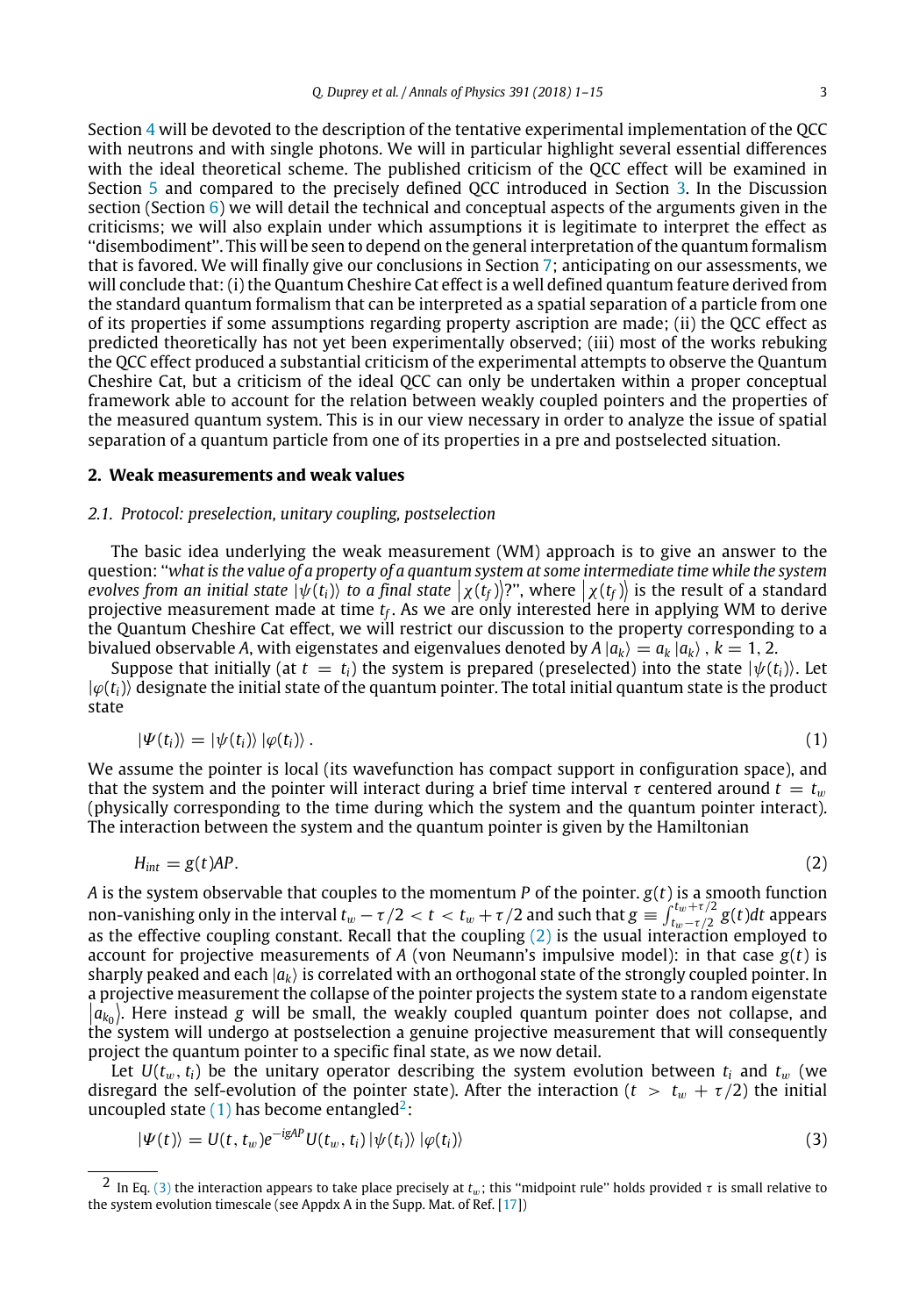Section 4 will be devoted to the description of the tentative experimental implementation of the QCC with neutrons and with single photons. We will in particular highlight several essential differences with the ideal theoretical scheme. The published criticism of the QCC effect will be examined in Section 5 and compared to the precisely defined QCC introduced in Section 3. In the Discussion section (Section 6) we will detail the technical and conceptual aspects of the arguments given in the criticisms; we will also explain under which assumptions it is legitimate to interpret the effect as ''disembodiment''. This will be seen to depend on the general interpretation of the quantum formalism that is favored. We will finally give our conclusions in Section 7; anticipating on our assessments, we will conclude that: (i) the Quantum Cheshire Cat effect is a well defined quantum feature derived from the standard quantum formalism that can be interpreted as a spatial separation of a particle from one of its properties if some assumptions regarding property ascription are made; (ii) the QCC effect as predicted theoretically has not yet been experimentally observed; (iii) most of the works rebuking the QCC effect produced a substantial criticism of the experimental attempts to observe the Quantum Cheshire Cat, but a criticism of the ideal QCC can only be undertaken within a proper conceptual framework able to account for the relation between weakly coupled pointers and the properties of the measured quantum system. This is in our view necessary in order to analyze the issue of spatial separation of a quantum particle from one of its properties in a pre and postselected situation.

## 2. Weak measurements and weak values

### 2.1. Protocol: preselection, unitary coupling, postselection

The basic idea underlying the weak measurement (WM) approach is to give an answer to the question: ''*what is the value of a property of a quantum system at some intermediate time while the system evolves from an initial state* $|\psi(t_i)\rangle$ *to a final state* $|\chi(t_f)\rangle$?'', where $|\chi(t_f)\rangle$ is the result of a standard projective measurement made at time $t_f$. As we are only interested here in applying WM to derive the Quantum Cheshire Cat effect, we will restrict our discussion to the property corresponding to a bivalued observable $A$, with eigenstates and eigenvalues denoted by $A|a_k\rangle = a_k |a_k\rangle$ , $k = 1, 2$.

Suppose that initially (at $t = t_i$) the system is prepared (preselected) into the state $|\psi(t_i)\rangle$. Let $|\varphi(t_i)\rangle$ designate the initial state of the quantum pointer. The total initial quantum state is the product state

$$|\Psi(t_i)\rangle = |\psi(t_i)\rangle |\varphi(t_i)\rangle . \tag{1}$$

We assume the pointer is local (its wavefunction has compact support in configuration space), and that the system and the pointer will interact during a brief time interval $\tau$ centered around $t = t_w$ (physically corresponding to the time during which the system and the quantum pointer interact). The interaction between the system and the quantum pointer is given by the Hamiltonian

$$H_{int} = g(t)AP. \tag{2}$$

$A$ is the system observable that couples to the momentum $P$ of the pointer. $g(t)$ is a smooth function non-vanishing only in the interval $t_w - \tau/2 < t < t_w + \tau/2$ and such that $g \equiv \int_{t_w-\tau/2}^{t_w+\tau/2} g(t)dt$ appears as the effective coupling constant. Recall that the coupling (2) is the usual interaction employed to account for projective measurements of $A$ (von Neumann's impulsive model): in that case $g(t)$ is sharply peaked and each $|a_k\rangle$ is correlated with an orthogonal state of the strongly coupled pointer. In a projective measurement the collapse of the pointer projects the system state to a random eigenstate $|a_{k_0}\rangle$. Here instead $g$ will be small, the weakly coupled quantum pointer does not collapse, and the system will undergo at postselection a genuine projective measurement that will consequently project the quantum pointer to a specific final state, as we now detail.

Let $U(t_w, t_i)$ be the unitary operator describing the system evolution between $t_i$ and $t_w$ (we disregard the self-evolution of the pointer state). After the interaction ($t > t_w + \tau/2$) the initial uncoupled state (1) has become entangled[2]:

$$|\Psi(t)\rangle = U(t, t_w)e^{-igAP}U(t_w, t_i) |\psi(t_i)\rangle |\varphi(t_i)\rangle \tag{3}$$

[2] In Eq. (3) the interaction appears to take place precisely at $t_w$; this ''midpoint rule'' holds provided $\tau$ is small relative to the system evolution timescale (see Appdx A in the Supp. Mat. of Ref. [17])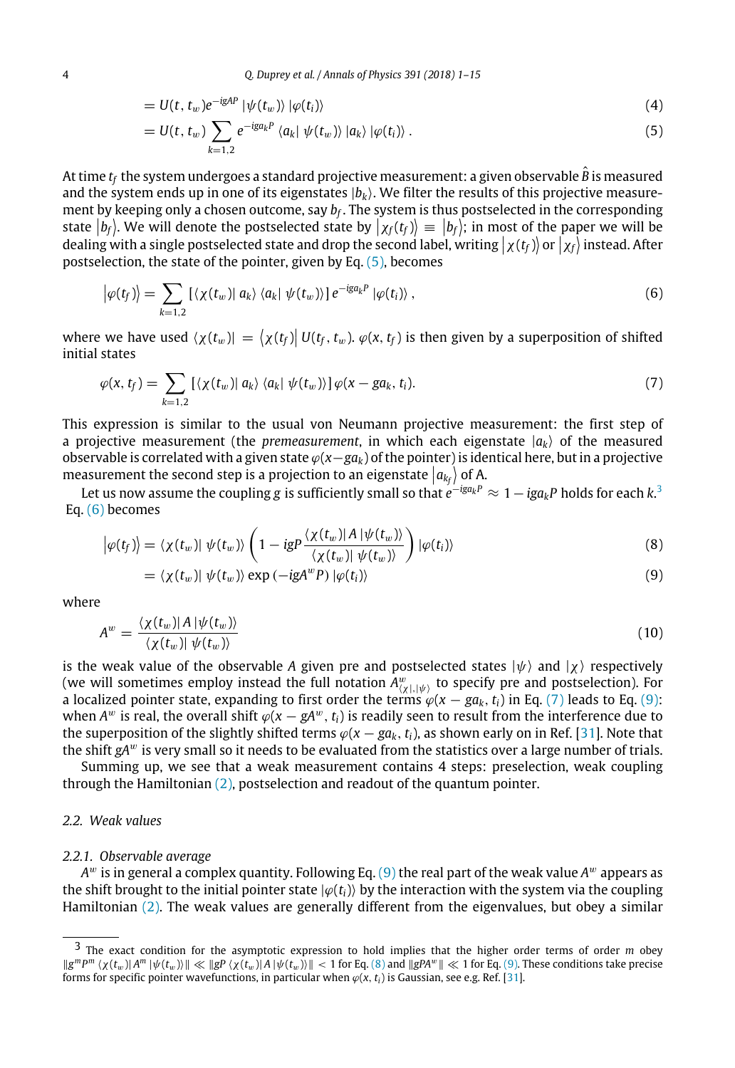$$= U(t, t_w) e^{-igAP} |\psi(t_w)\rangle |\varphi(t_i)\rangle \tag{4}$$

$$= U(t, t_w) \sum_{k=1,2} e^{-iga_k P} \langle a_k | \psi(t_w)\rangle |a_k\rangle |\varphi(t_i)\rangle . \tag{5}$$

At time $t_f$ the system undergoes a standard projective measurement: a given observable $\hat{B}$ is measured and the system ends up in one of its eigenstates $|b_k\rangle$. We filter the results of this projective measurement by keeping only a chosen outcome, say $b_f$. The system is thus postselected in the corresponding state $|b_f\rangle$. We will denote the postselected state by $|\chi_f(t_f)\rangle \equiv |b_f\rangle$; in most of the paper we will be dealing with a single postselected state and drop the second label, writing $|\chi(t_f)\rangle$ or $|\chi_f\rangle$ instead. After postselection, the state of the pointer, given by Eq. (5), becomes

$$|\varphi(t_f)\rangle = \sum_{k=1,2} \left[ \langle \chi(t_w) | a_k\rangle \langle a_k | \psi(t_w)\rangle \right] e^{-iga_k P} |\varphi(t_i)\rangle , \tag{6}$$

where we have used $\langle \chi(t_w)| = \langle \chi(t_f)| U(t_f, t_w)$. $\varphi(x, t_f)$ is then given by a superposition of shifted initial states

$$\varphi(x, t_f) = \sum_{k=1,2} \left[ \langle \chi(t_w) | a_k\rangle \langle a_k | \psi(t_w)\rangle \right] \varphi(x - ga_k, t_i). \tag{7}$$

This expression is similar to the usual von Neumann projective measurement: the first step of a projective measurement (the *premeasurement*, in which each eigenstate $|a_k\rangle$ of the measured observable is correlated with a given state $\varphi(x-ga_k)$ of the pointer) is identical here, but in a projective measurement the second step is a projection to an eigenstate $|a_{k_f}\rangle$ of A.

Let us now assume the coupling $g$ is sufficiently small so that $e^{-iga_k P} \approx 1 - iga_k P$ holds for each $k$.[3] Eq. (6) becomes

$$|\varphi(t_f)\rangle = \langle \chi(t_w) | \psi(t_w)\rangle \left( 1 - igP \frac{\langle \chi(t_w)| A |\psi(t_w)\rangle}{\langle \chi(t_w) | \psi(t_w)\rangle} \right) |\varphi(t_i)\rangle \tag{8}$$

$$= \langle \chi(t_w) | \psi(t_w)\rangle \exp\left(-igA^w P\right) |\varphi(t_i)\rangle \tag{9}$$

where

$$A^w = \frac{\langle \chi(t_w)| A |\psi(t_w)\rangle}{\langle \chi(t_w) | \psi(t_w)\rangle} \tag{10}$$

is the weak value of the observable $A$ given pre and postselected states $|\psi\rangle$ and $|\chi\rangle$ respectively (we will sometimes employ instead the full notation $A^w_{\langle\chi|,|\psi\rangle}$ to specify pre and postselection). For a localized pointer state, expanding to first order the terms $\varphi(x - ga_k, t_i)$ in Eq. (7) leads to Eq. (9): when $A^w$ is real, the overall shift $\varphi(x - gA^w, t_i)$ is readily seen to result from the interference due to the superposition of the slightly shifted terms $\varphi(x - ga_k, t_i)$, as shown early on in Ref. [31]. Note that the shift $gA^w$ is very small so it needs to be evaluated from the statistics over a large number of trials.

Summing up, we see that a weak measurement contains 4 steps: preselection, weak coupling through the Hamiltonian (2), postselection and readout of the quantum pointer.

## 2.2. Weak values

### 2.2.1. Observable average

$A^w$ is in general a complex quantity. Following Eq. (9) the real part of the weak value $A^w$ appears as the shift brought to the initial pointer state $|\varphi(t_i)\rangle$ by the interaction with the system via the coupling Hamiltonian (2). The weak values are generally different from the eigenvalues, but obey a similar

---

[3] The exact condition for the asymptotic expression to hold implies that the higher order terms of order $m$ obey $\|g^m P^m \langle \chi(t_w)| A^m |\psi(t_w)\rangle\| \ll \|gP \langle \chi(t_w)| A |\psi(t_w)\rangle\| < 1$ for Eq. (8) and $\|gPA^w\| \ll 1$ for Eq. (9). These conditions take precise forms for specific pointer wavefunctions, in particular when $\varphi(x, t_i)$ is Gaussian, see e.g. Ref. [31].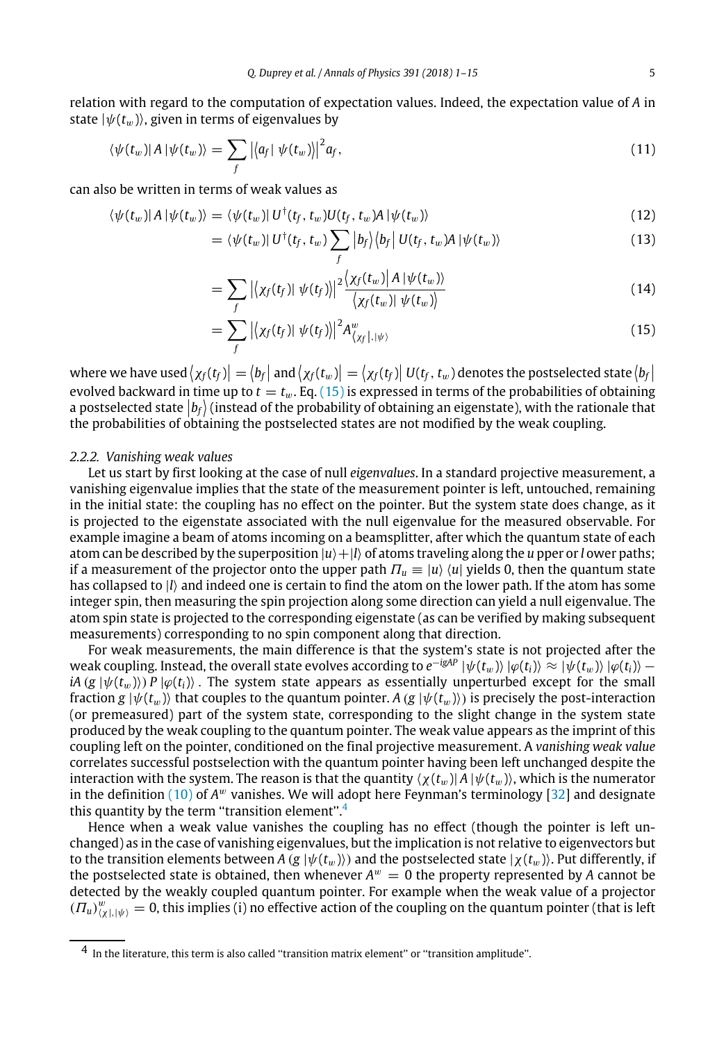relation with regard to the computation of expectation values. Indeed, the expectation value of $A$ in state $|\psi(t_w)\rangle$, given in terms of eigenvalues by

$$\langle\psi(t_w)|\, A\,|\psi(t_w)\rangle = \sum_f \left|\langle a_f|\, \psi(t_w)\rangle\right|^2 a_f, \tag{11}$$

can also be written in terms of weak values as

$$\langle\psi(t_w)|\, A\,|\psi(t_w)\rangle = \langle\psi(t_w)|\, U^\dagger(t_f, t_w)U(t_f, t_w)A\,|\psi(t_w)\rangle \tag{12}$$

$$= \langle\psi(t_w)|\, U^\dagger(t_f, t_w)\sum_f |b_f\rangle\langle b_f|\, U(t_f, t_w)A\,|\psi(t_w)\rangle \tag{13}$$

$$= \sum_f \left|\langle\chi_f(t_f)|\, \psi(t_f)\rangle\right|^2 \frac{\langle\chi_f(t_w)|\, A\,|\psi(t_w)\rangle}{\langle\chi_f(t_w)|\, \psi(t_w)\rangle} \tag{14}$$

$$= \sum_f \left|\langle\chi_f(t_f)|\, \psi(t_f)\rangle\right|^2 A^w_{\langle\chi_f|,|\psi\rangle} \tag{15}$$

where we have used $\langle\chi_f(t_f)| = \langle b_f|$ and $\langle\chi_f(t_w)| = \langle\chi_f(t_f)|\, U(t_f, t_w)$ denotes the postselected state $\langle b_f|$ evolved backward in time up to $t = t_w$. Eq. (15) is expressed in terms of the probabilities of obtaining a postselected state $|b_f\rangle$ (instead of the probability of obtaining an eigenstate), with the rationale that the probabilities of obtaining the postselected states are not modified by the weak coupling.

### 2.2.2. Vanishing weak values

Let us start by first looking at the case of null *eigenvalues*. In a standard projective measurement, a vanishing eigenvalue implies that the state of the measurement pointer is left, untouched, remaining in the initial state: the coupling has no effect on the pointer. But the system state does change, as it is projected to the eigenstate associated with the null eigenvalue for the measured observable. For example imagine a beam of atoms incoming on a beamsplitter, after which the quantum state of each atom can be described by the superposition $|u\rangle + |l\rangle$ of atoms traveling along the $u$ pper or $l$ ower paths; if a measurement of the projector onto the upper path $\Pi_u \equiv |u\rangle\,\langle u|$ yields 0, then the quantum state has collapsed to $|l\rangle$ and indeed one is certain to find the atom on the lower path. If the atom has some integer spin, then measuring the spin projection along some direction can yield a null eigenvalue. The atom spin state is projected to the corresponding eigenstate (as can be verified by making subsequent measurements) corresponding to no spin component along that direction.

For weak measurements, the main difference is that the system's state is not projected after the weak coupling. Instead, the overall state evolves according to $e^{-igAP}\,|\psi(t_w)\rangle\,|\varphi(t_i)\rangle \approx |\psi(t_w)\rangle\,|\varphi(t_i)\rangle - iA\,(g\,|\psi(t_w)\rangle)\, P\,|\varphi(t_i)\rangle$. The system state appears as essentially unperturbed except for the small fraction $g\,|\psi(t_w)\rangle$ that couples to the quantum pointer. $A\,(g\,|\psi(t_w)\rangle)$ is precisely the post-interaction (or premeasured) part of the system state, corresponding to the slight change in the system state produced by the weak coupling to the quantum pointer. The weak value appears as the imprint of this coupling left on the pointer, conditioned on the final projective measurement. A *vanishing weak value* correlates successful postselection with the quantum pointer having been left unchanged despite the interaction with the system. The reason is that the quantity $\langle\chi(t_w)|\, A\,|\psi(t_w)\rangle$, which is the numerator in the definition (10) of $A^w$ vanishes. We will adopt here Feynman's terminology [32] and designate this quantity by the term "transition element".[4]

Hence when a weak value vanishes the coupling has no effect (though the pointer is left unchanged) as in the case of vanishing eigenvalues, but the implication is not relative to eigenvectors but to the transition elements between $A\,(g\,|\psi(t_w)\rangle)$ and the postselected state $|\chi(t_w)\rangle$. Put differently, if the postselected state is obtained, then whenever $A^w = 0$ the property represented by $A$ cannot be detected by the weakly coupled quantum pointer. For example when the weak value of a projector $(\Pi_u)^w_{\langle\chi|,|\psi\rangle} = 0$, this implies (i) no effective action of the coupling on the quantum pointer (that is left

[4] In the literature, this term is also called "transition matrix element" or "transition amplitude".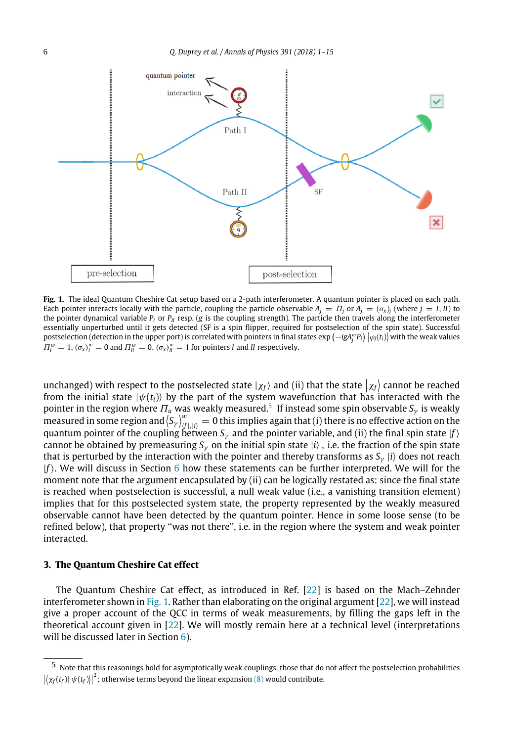**Fig. 1.** The ideal Quantum Cheshire Cat setup based on a 2-path interferometer. A quantum pointer is placed on each path. Each pointer interacts locally with the particle, coupling the particle observable $A_j = \Pi_j$ or $A_j = (\sigma_x)_j$ (where $j = I, II$) to the pointer dynamical variable $P_I$ or $P_{II}$ resp. (g is the coupling strength). The particle then travels along the interferometer essentially unperturbed until it gets detected (SF is a spin flipper, required for postselection of the spin state). Successful postselection (detection in the upper port) is correlated with pointers in final states $\exp\left(-igA_j^w P_j\right)\left|\varphi_j(t_i)\right\rangle$ with the weak values $\Pi_I^w = 1$, $(\sigma_x)_I^w = 0$ and $\Pi_{II}^w = 0$, $(\sigma_x)_{II}^w = 1$ for pointers $I$ and $II$ respectively.

unchanged) with respect to the postselected state $|\chi_f\rangle$ and (ii) that the state $\left|\chi_f\right\rangle$ cannot be reached from the initial state $|\psi(t_i)\rangle$ by the part of the system wavefunction that has interacted with the pointer in the region where $\Pi_u$ was weakly measured.[5] If instead some spin observable $S_\gamma$ is weakly measured in some region and $\langle S_\gamma \rangle^w_{\langle f|,|i\rangle} = 0$ this implies again that (i) there is no effective action on the quantum pointer of the coupling between $S_\gamma$ and the pointer variable, and (ii) the final spin state $|f\rangle$ cannot be obtained by premeasuring $S_\gamma$ on the initial spin state $|i\rangle$ , i.e. the fraction of the spin state that is perturbed by the interaction with the pointer and thereby transforms as $S_\gamma\,|i\rangle$ does not reach $|f\rangle$. We will discuss in Section 6 how these statements can be further interpreted. We will for the moment note that the argument encapsulated by (ii) can be logically restated as: since the final state is reached when postselection is successful, a null weak value (i.e., a vanishing transition element) implies that for this postselected system state, the property represented by the weakly measured observable cannot have been detected by the quantum pointer. Hence in some loose sense (to be refined below), that property "was not there", i.e. in the region where the system and weak pointer interacted.

## 3. The Quantum Cheshire Cat effect

The Quantum Cheshire Cat effect, as introduced in Ref. [22] is based on the Mach–Zehnder interferometer shown in Fig. 1. Rather than elaborating on the original argument [22], we will instead give a proper account of the QCC in terms of weak measurements, by filling the gaps left in the theoretical account given in [22]. We will mostly remain here at a technical level (interpretations will be discussed later in Section 6).

[5] Note that this reasonings hold for asymptotically weak couplings, those that do not affect the postselection probabilities $\left|\langle\chi_f(t_f)|\,\psi(t_f)\rangle\right|^2$; otherwise terms beyond the linear expansion (8) would contribute.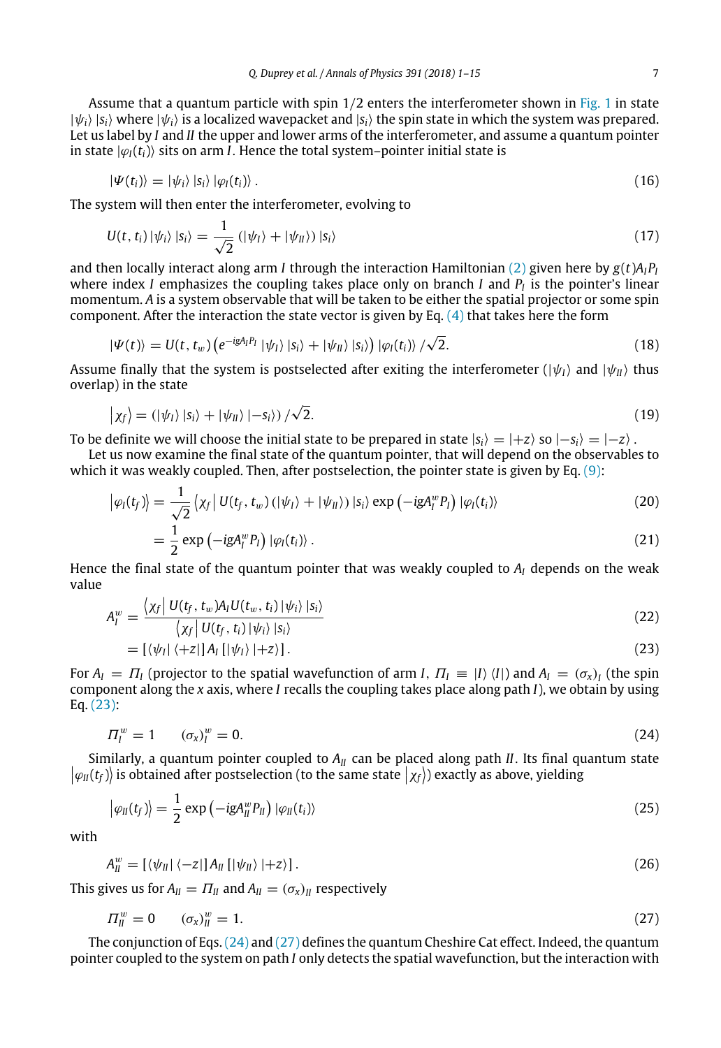Assume that a quantum particle with spin 1/2 enters the interferometer shown in Fig. 1 in state $|\psi_i\rangle |s_i\rangle$ where $|\psi_i\rangle$ is a localized wavepacket and $|s_i\rangle$ the spin state in which the system was prepared. Let us label by $I$ and $II$ the upper and lower arms of the interferometer, and assume a quantum pointer in state $|\varphi_I(t_i)\rangle$ sits on arm $I$. Hence the total system–pointer initial state is

$$|\Psi(t_i)\rangle = |\psi_i\rangle |s_i\rangle |\varphi_I(t_i)\rangle . \tag{16}$$

The system will then enter the interferometer, evolving to

$$U(t, t_i) |\psi_i\rangle |s_i\rangle = \frac{1}{\sqrt{2}} (|\psi_I\rangle + |\psi_{II}\rangle) |s_i\rangle \tag{17}$$

and then locally interact along arm $I$ through the interaction Hamiltonian (2) given here by $g(t)A_I P_I$ where index $I$ emphasizes the coupling takes place only on branch $I$ and $P_I$ is the pointer's linear momentum. $A$ is a system observable that will be taken to be either the spatial projector or some spin component. After the interaction the state vector is given by Eq. (4) that takes here the form

$$|\Psi(t)\rangle = U(t, t_w) \left( e^{-igA_I P_I} |\psi_I\rangle |s_i\rangle + |\psi_{II}\rangle |s_i\rangle \right) |\varphi_I(t_i)\rangle / \sqrt{2}. \tag{18}$$

Assume finally that the system is postselected after exiting the interferometer ($|\psi_I\rangle$ and $|\psi_{II}\rangle$ thus overlap) in the state

$$\left| \chi_f \right\rangle = (|\psi_I\rangle |s_i\rangle + |\psi_{II}\rangle |-s_i\rangle) / \sqrt{2}. \tag{19}$$

To be definite we will choose the initial state to be prepared in state $|s_i\rangle = |+z\rangle$ so $|-s_i\rangle = |-z\rangle$ .

Let us now examine the final state of the quantum pointer, that will depend on the observables to which it was weakly coupled. Then, after postselection, the pointer state is given by Eq. (9):

$$\left| \varphi_I(t_f) \right\rangle = \frac{1}{\sqrt{2}} \left\langle \chi_f \right| U(t_f, t_w) (|\psi_I\rangle + |\psi_{II}\rangle) |s_i\rangle \exp\left(-igA_I^w P_I\right) |\varphi_I(t_i)\rangle \tag{20}$$

$$= \frac{1}{2} \exp\left(-igA_I^w P_I\right) |\varphi_I(t_i)\rangle . \tag{21}$$

Hence the final state of the quantum pointer that was weakly coupled to $A_I$ depends on the weak value

$$A_I^w = \frac{\left\langle \chi_f \right| U(t_f, t_w) A_I U(t_w, t_i) |\psi_i\rangle |s_i\rangle}{\left\langle \chi_f \right| U(t_f, t_i) |\psi_i\rangle |s_i\rangle} \tag{22}$$

$$= \left[ \langle \psi_I | \langle +z | \right] A_I \left[ |\psi_I\rangle |+z\rangle \right] . \tag{23}$$

For $A_I = \Pi_I$ (projector to the spatial wavefunction of arm $I$, $\Pi_I \equiv |I\rangle \langle I|$) and $A_I = (\sigma_x)_I$ (the spin component along the $x$ axis, where $I$ recalls the coupling takes place along path $I$), we obtain by using Eq. (23):

$$\Pi_I^w = 1 \qquad (\sigma_x)_I^w = 0. \tag{24}$$

Similarly, a quantum pointer coupled to $A_{II}$ can be placed along path $II$. Its final quantum state $\left| \varphi_{II}(t_f) \right\rangle$ is obtained after postselection (to the same state $\left| \chi_f \right\rangle$) exactly as above, yielding

$$\left| \varphi_{II}(t_f) \right\rangle = \frac{1}{2} \exp\left(-igA_{II}^w P_{II}\right) |\varphi_{II}(t_i)\rangle \tag{25}$$

with

$$A_{II}^w = \left[ \langle \psi_{II} | \langle -z | \right] A_{II} \left[ |\psi_{II}\rangle |+z\rangle \right] . \tag{26}$$

This gives us for $A_{II} = \Pi_{II}$ and $A_{II} = (\sigma_x)_{II}$ respectively

$$\Pi_{II}^w = 0 \qquad (\sigma_x)_{II}^w = 1. \tag{27}$$

The conjunction of Eqs. (24) and (27) defines the quantum Cheshire Cat effect. Indeed, the quantum pointer coupled to the system on path $I$ only detects the spatial wavefunction, but the interaction with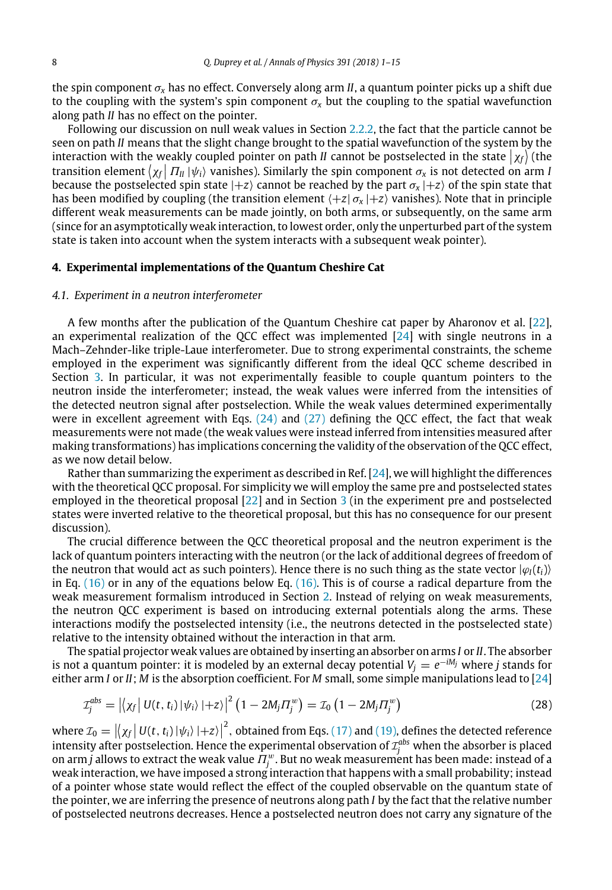the spin component $\sigma_x$ has no effect. Conversely along arm *II*, a quantum pointer picks up a shift due to the coupling with the system's spin component $\sigma_x$ but the coupling to the spatial wavefunction along path *II* has no effect on the pointer.

Following our discussion on null weak values in Section 2.2.2, the fact that the particle cannot be seen on path *II* means that the slight change brought to the spatial wavefunction of the system by the interaction with the weakly coupled pointer on path *II* cannot be postselected in the state $|\chi_f\rangle$ (the transition element $\langle\chi_f| \Pi_{II} |\psi_i\rangle$ vanishes). Similarly the spin component $\sigma_x$ is not detected on arm *I* because the postselected spin state $|+z\rangle$ cannot be reached by the part $\sigma_x |+z\rangle$ of the spin state that has been modified by coupling (the transition element $\langle +z| \sigma_x |+z\rangle$ vanishes). Note that in principle different weak measurements can be made jointly, on both arms, or subsequently, on the same arm (since for an asymptotically weak interaction, to lowest order, only the unperturbed part of the system state is taken into account when the system interacts with a subsequent weak pointer).

## 4. Experimental implementations of the Quantum Cheshire Cat

### 4.1. Experiment in a neutron interferometer

A few months after the publication of the Quantum Cheshire cat paper by Aharonov et al. [22], an experimental realization of the QCC effect was implemented [24] with single neutrons in a Mach–Zehnder-like triple-Laue interferometer. Due to strong experimental constraints, the scheme employed in the experiment was significantly different from the ideal QCC scheme described in Section 3. In particular, it was not experimentally feasible to couple quantum pointers to the neutron inside the interferometer; instead, the weak values were inferred from the intensities of the detected neutron signal after postselection. While the weak values determined experimentally were in excellent agreement with Eqs. (24) and (27) defining the QCC effect, the fact that weak measurements were not made (the weak values were instead inferred from intensities measured after making transformations) has implications concerning the validity of the observation of the QCC effect, as we now detail below.

Rather than summarizing the experiment as described in Ref. [24], we will highlight the differences with the theoretical QCC proposal. For simplicity we will employ the same pre and postselected states employed in the theoretical proposal [22] and in Section 3 (in the experiment pre and postselected states were inverted relative to the theoretical proposal, but this has no consequence for our present discussion).

The crucial difference between the QCC theoretical proposal and the neutron experiment is the lack of quantum pointers interacting with the neutron (or the lack of additional degrees of freedom of the neutron that would act as such pointers). Hence there is no such thing as the state vector $|\varphi_I(t_i)\rangle$ in Eq. (16) or in any of the equations below Eq. (16). This is of course a radical departure from the weak measurement formalism introduced in Section 2. Instead of relying on weak measurements, the neutron QCC experiment is based on introducing external potentials along the arms. These interactions modify the postselected intensity (i.e., the neutrons detected in the postselected state) relative to the intensity obtained without the interaction in that arm.

The spatial projector weak values are obtained by inserting an absorber on arms *I* or *II*. The absorber is not a quantum pointer: it is modeled by an external decay potential $V_j = e^{-iM_j}$ where $j$ stands for either arm *I* or *II*; $M$ is the absorption coefficient. For $M$ small, some simple manipulations lead to [24]

$$\mathcal{I}_j^{abs} = \left|\langle\chi_f| U(t,t_i) |\psi_i\rangle |+z\rangle\right|^2 \left(1 - 2M_j \Pi_j^w\right) = \mathcal{I}_0 \left(1 - 2M_j \Pi_j^w\right) \tag{28}$$

where $\mathcal{I}_0 = \left|\langle\chi_f| U(t,t_i) |\psi_i\rangle |+z\rangle\right|^2$, obtained from Eqs. (17) and (19), defines the detected reference intensity after postselection. Hence the experimental observation of $\mathcal{I}_j^{abs}$ when the absorber is placed on arm $j$ allows to extract the weak value $\Pi_j^w$. But no weak measurement has been made: instead of a weak interaction, we have imposed a strong interaction that happens with a small probability; instead of a pointer whose state would reflect the effect of the coupled observable on the quantum state of the pointer, we are inferring the presence of neutrons along path *I* by the fact that the relative number of postselected neutrons decreases. Hence a postselected neutron does not carry any signature of the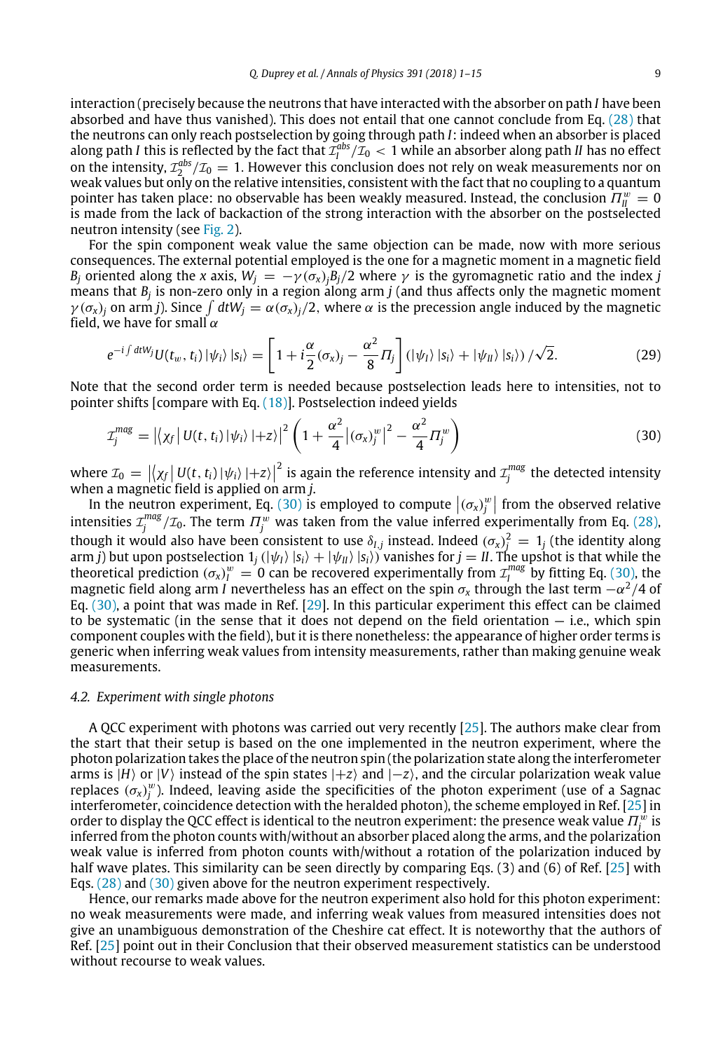interaction (precisely because the neutrons that have interacted with the absorber on path $I$ have been absorbed and have thus vanished). This does not entail that one cannot conclude from Eq. (28) that the neutrons can only reach postselection by going through path $I$: indeed when an absorber is placed along path $I$ this is reflected by the fact that $\mathcal{I}_I^{abs}/\mathcal{I}_0 < 1$ while an absorber along path $II$ has no effect on the intensity, $\mathcal{I}_2^{abs}/\mathcal{I}_0 = 1$. However this conclusion does not rely on weak measurements nor on weak values but only on the relative intensities, consistent with the fact that no coupling to a quantum pointer has taken place: no observable has been weakly measured. Instead, the conclusion $\Pi_{II}^w = 0$ is made from the lack of backaction of the strong interaction with the absorber on the postselected neutron intensity (see Fig. 2).

For the spin component weak value the same objection can be made, now with more serious consequences. The external potential employed is the one for a magnetic moment in a magnetic field $B_j$ oriented along the $x$ axis, $W_j = -\gamma(\sigma_x)_j B_j/2$ where $\gamma$ is the gyromagnetic ratio and the index $j$ means that $B_j$ is non-zero only in a region along arm $j$ (and thus affects only the magnetic moment $\gamma(\sigma_x)_j$ on arm $j$). Since $\int dtW_j = \alpha(\sigma_x)_j/2$, where $\alpha$ is the precession angle induced by the magnetic field, we have for small $\alpha$

$$e^{-i\int dtW_j}U(t_w, t_i)\left|\psi_i\right\rangle\left|s_i\right\rangle = \left[1 + i\frac{\alpha}{2}(\sigma_x)_j - \frac{\alpha^2}{8}\Pi_j\right]\left(\left|\psi_I\right\rangle\left|s_i\right\rangle + \left|\psi_{II}\right\rangle\left|s_i\right\rangle\right)/\sqrt{2}. \tag{29}$$

Note that the second order term is needed because postselection leads here to intensities, not to pointer shifts [compare with Eq. (18)]. Postselection indeed yields

$$\mathcal{I}_j^{mag} = \left|\left\langle\chi_f\right|U(t, t_i)\left|\psi_i\right\rangle\left|+z\right\rangle\right|^2\left(1 + \frac{\alpha^2}{4}\left|(\sigma_x)_j^w\right|^2 - \frac{\alpha^2}{4}\Pi_j^w\right) \tag{30}$$

where $\mathcal{I}_0 = \left|\left\langle\chi_f\right|U(t, t_i)\left|\psi_i\right\rangle\left|+z\right\rangle\right|^2$ is again the reference intensity and $\mathcal{I}_j^{mag}$ the detected intensity when a magnetic field is applied on arm $j$.

In the neutron experiment, Eq. (30) is employed to compute $\left|(\sigma_x)_j^w\right|$ from the observed relative intensities $\mathcal{I}_j^{mag}/\mathcal{I}_0$. The term $\Pi_j^w$ was taken from the value inferred experimentally from Eq. (28), though it would also have been consistent to use $\delta_{I,j}$ instead. Indeed $(\sigma_x)_j^2 = 1_j$ (the identity along arm $j$) but upon postselection $1_j\left(\left|\psi_I\right\rangle\left|s_i\right\rangle + \left|\psi_{II}\right\rangle\left|s_i\right\rangle\right)$ vanishes for $j = II$. The upshot is that while the theoretical prediction $(\sigma_x)_I^w = 0$ can be recovered experimentally from $\mathcal{I}_I^{mag}$ by fitting Eq. (30), the magnetic field along arm $I$ nevertheless has an effect on the spin $\sigma_x$ through the last term $-\alpha^2/4$ of Eq. (30), a point that was made in Ref. [29]. In this particular experiment this effect can be claimed to be systematic (in the sense that it does not depend on the field orientation — i.e., which spin component couples with the field), but it is there nonetheless: the appearance of higher order terms is generic when inferring weak values from intensity measurements, rather than making genuine weak measurements.

### 4.2. Experiment with single photons

A QCC experiment with photons was carried out very recently [25]. The authors make clear from the start that their setup is based on the one implemented in the neutron experiment, where the photon polarization takes the place of the neutron spin (the polarization state along the interferometer arms is $|H\rangle$ or $|V\rangle$ instead of the spin states $|+z\rangle$ and $|-z\rangle$, and the circular polarization weak value replaces $(\sigma_x)_j^w$). Indeed, leaving aside the specificities of the photon experiment (use of a Sagnac interferometer, coincidence detection with the heralded photon), the scheme employed in Ref. [25] in order to display the QCC effect is identical to the neutron experiment: the presence weak value $\Pi_j^w$ is inferred from the photon counts with/without an absorber placed along the arms, and the polarization weak value is inferred from photon counts with/without a rotation of the polarization induced by half wave plates. This similarity can be seen directly by comparing Eqs. (3) and (6) of Ref. [25] with Eqs. (28) and (30) given above for the neutron experiment respectively.

Hence, our remarks made above for the neutron experiment also hold for this photon experiment: no weak measurements were made, and inferring weak values from measured intensities does not give an unambiguous demonstration of the Cheshire cat effect. It is noteworthy that the authors of Ref. [25] point out in their Conclusion that their observed measurement statistics can be understood without recourse to weak values.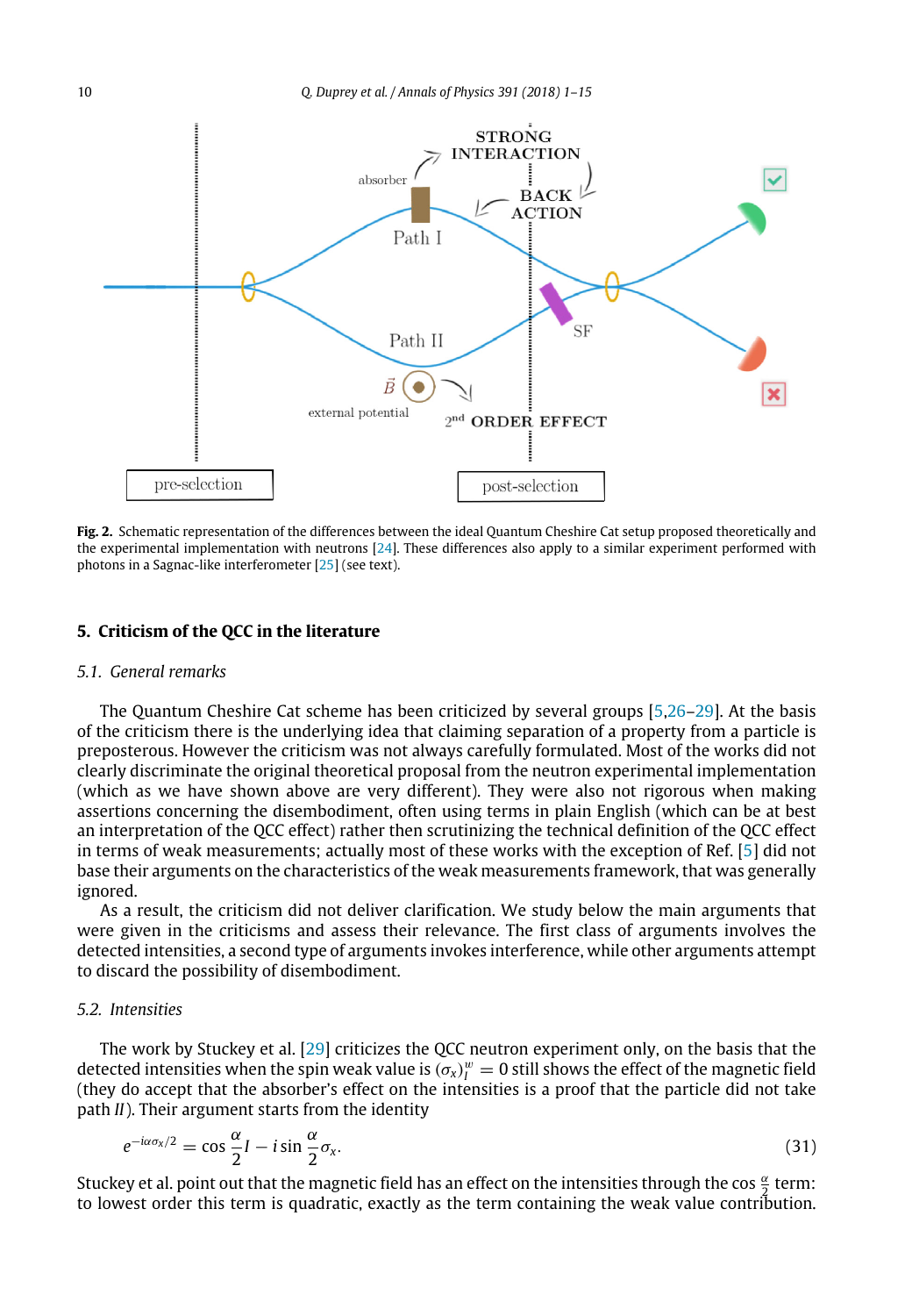Fig. 2. Schematic representation of the differences between the ideal Quantum Cheshire Cat setup proposed theoretically and the experimental implementation with neutrons [24]. These differences also apply to a similar experiment performed with photons in a Sagnac-like interferometer [25] (see text).

## 5. Criticism of the QCC in the literature

### 5.1. General remarks

The Quantum Cheshire Cat scheme has been criticized by several groups [5,26–29]. At the basis of the criticism there is the underlying idea that claiming separation of a property from a particle is preposterous. However the criticism was not always carefully formulated. Most of the works did not clearly discriminate the original theoretical proposal from the neutron experimental implementation (which as we have shown above are very different). They were also not rigorous when making assertions concerning the disembodiment, often using terms in plain English (which can be at best an interpretation of the QCC effect) rather then scrutinizing the technical definition of the QCC effect in terms of weak measurements; actually most of these works with the exception of Ref. [5] did not base their arguments on the characteristics of the weak measurements framework, that was generally ignored.

As a result, the criticism did not deliver clarification. We study below the main arguments that were given in the criticisms and assess their relevance. The first class of arguments involves the detected intensities, a second type of arguments invokes interference, while other arguments attempt to discard the possibility of disembodiment.

### 5.2. Intensities

The work by Stuckey et al. [29] criticizes the QCC neutron experiment only, on the basis that the detected intensities when the spin weak value is $(\sigma_x)^w_I = 0$ still shows the effect of the magnetic field (they do accept that the absorber's effect on the intensities is a proof that the particle did not take path *II*). Their argument starts from the identity

$$e^{-i\alpha\sigma_x/2} = \cos\frac{\alpha}{2}I - i\sin\frac{\alpha}{2}\sigma_x. \tag{31}$$

Stuckey et al. point out that the magnetic field has an effect on the intensities through the $\cos\frac{\alpha}{2}$ term: to lowest order this term is quadratic, exactly as the term containing the weak value contribution.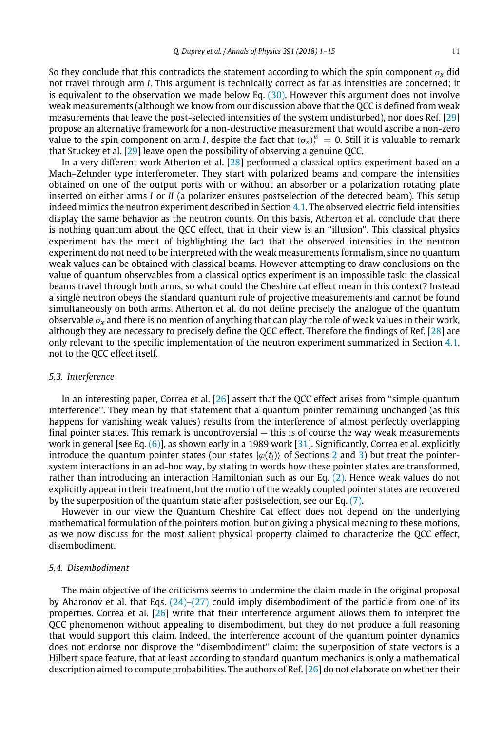So they conclude that this contradicts the statement according to which the spin component $\sigma_x$ did not travel through arm $I$. This argument is technically correct as far as intensities are concerned; it is equivalent to the observation we made below Eq. (30). However this argument does not involve weak measurements (although we know from our discussion above that the QCC is defined from weak measurements that leave the post-selected intensities of the system undisturbed), nor does Ref. [29] propose an alternative framework for a non-destructive measurement that would ascribe a non-zero value to the spin component on arm $I$, despite the fact that $(\sigma_x)_I^w = 0$. Still it is valuable to remark that Stuckey et al. [29] leave open the possibility of observing a genuine QCC.

In a very different work Atherton et al. [28] performed a classical optics experiment based on a Mach–Zehnder type interferometer. They start with polarized beams and compare the intensities obtained on one of the output ports with or without an absorber or a polarization rotating plate inserted on either arms $I$ or $II$ (a polarizer ensures postselection of the detected beam). This setup indeed mimics the neutron experiment described in Section 4.1. The observed electric field intensities display the same behavior as the neutron counts. On this basis, Atherton et al. conclude that there is nothing quantum about the QCC effect, that in their view is an "illusion". This classical physics experiment has the merit of highlighting the fact that the observed intensities in the neutron experiment do not need to be interpreted with the weak measurements formalism, since no quantum weak values can be obtained with classical beams. However attempting to draw conclusions on the value of quantum observables from a classical optics experiment is an impossible task: the classical beams travel through both arms, so what could the Cheshire cat effect mean in this context? Instead a single neutron obeys the standard quantum rule of projective measurements and cannot be found simultaneously on both arms. Atherton et al. do not define precisely the analogue of the quantum observable $\sigma_x$ and there is no mention of anything that can play the role of weak values in their work, although they are necessary to precisely define the QCC effect. Therefore the findings of Ref. [28] are only relevant to the specific implementation of the neutron experiment summarized in Section 4.1, not to the QCC effect itself.

### 5.3. Interference

In an interesting paper, Correa et al. [26] assert that the QCC effect arises from "simple quantum interference". They mean by that statement that a quantum pointer remaining unchanged (as this happens for vanishing weak values) results from the interference of almost perfectly overlapping final pointer states. This remark is uncontroversial — this is of course the way weak measurements work in general [see Eq. (6)], as shown early in a 1989 work [31]. Significantly, Correa et al. explicitly introduce the quantum pointer states (our states $|\varphi(t_i)\rangle$ of Sections 2 and 3) but treat the pointer-system interactions in an ad-hoc way, by stating in words how these pointer states are transformed, rather than introducing an interaction Hamiltonian such as our Eq. (2). Hence weak values do not explicitly appear in their treatment, but the motion of the weakly coupled pointer states are recovered by the superposition of the quantum state after postselection, see our Eq. (7).

However in our view the Quantum Cheshire Cat effect does not depend on the underlying mathematical formulation of the pointers motion, but on giving a physical meaning to these motions, as we now discuss for the most salient physical property claimed to characterize the QCC effect, disembodiment.

### 5.4. Disembodiment

The main objective of the criticisms seems to undermine the claim made in the original proposal by Aharonov et al. that Eqs. (24)–(27) could imply disembodiment of the particle from one of its properties. Correa et al. [26] write that their interference argument allows them to interpret the QCC phenomenon without appealing to disembodiment, but they do not produce a full reasoning that would support this claim. Indeed, the interference account of the quantum pointer dynamics does not endorse nor disprove the "disembodiment" claim: the superposition of state vectors is a Hilbert space feature, that at least according to standard quantum mechanics is only a mathematical description aimed to compute probabilities. The authors of Ref. [26] do not elaborate on whether their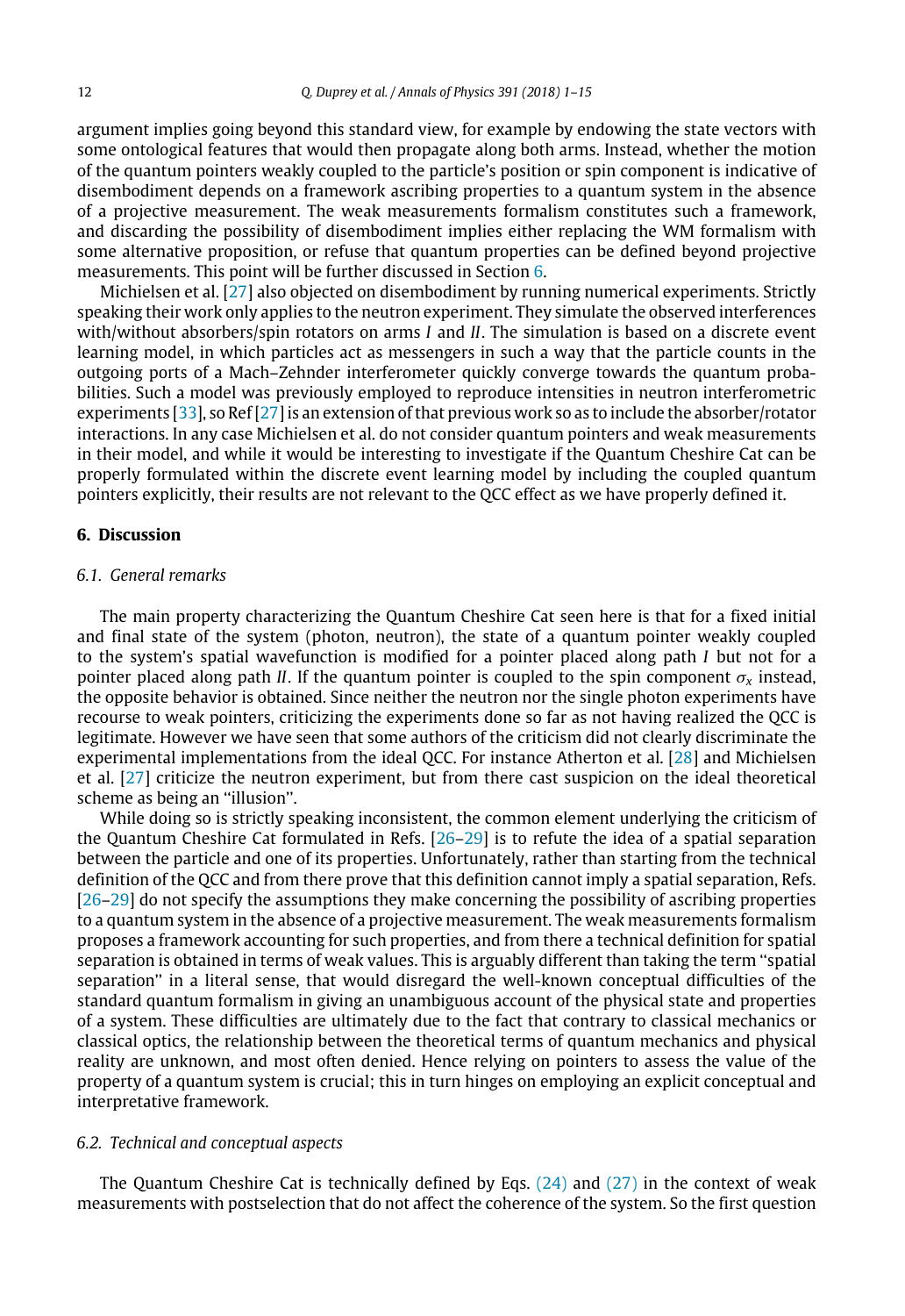argument implies going beyond this standard view, for example by endowing the state vectors with some ontological features that would then propagate along both arms. Instead, whether the motion of the quantum pointers weakly coupled to the particle's position or spin component is indicative of disembodiment depends on a framework ascribing properties to a quantum system in the absence of a projective measurement. The weak measurements formalism constitutes such a framework, and discarding the possibility of disembodiment implies either replacing the WM formalism with some alternative proposition, or refuse that quantum properties can be defined beyond projective measurements. This point will be further discussed in Section 6.

Michielsen et al. [27] also objected on disembodiment by running numerical experiments. Strictly speaking their work only applies to the neutron experiment. They simulate the observed interferences with/without absorbers/spin rotators on arms *I* and *II*. The simulation is based on a discrete event learning model, in which particles act as messengers in such a way that the particle counts in the outgoing ports of a Mach–Zehnder interferometer quickly converge towards the quantum probabilities. Such a model was previously employed to reproduce intensities in neutron interferometric experiments [33], so Ref [27] is an extension of that previous work so as to include the absorber/rotator interactions. In any case Michielsen et al. do not consider quantum pointers and weak measurements in their model, and while it would be interesting to investigate if the Quantum Cheshire Cat can be properly formulated within the discrete event learning model by including the coupled quantum pointers explicitly, their results are not relevant to the QCC effect as we have properly defined it.

## 6. Discussion

### 6.1. General remarks

The main property characterizing the Quantum Cheshire Cat seen here is that for a fixed initial and final state of the system (photon, neutron), the state of a quantum pointer weakly coupled to the system's spatial wavefunction is modified for a pointer placed along path *I* but not for a pointer placed along path *II*. If the quantum pointer is coupled to the spin component $\sigma_x$ instead, the opposite behavior is obtained. Since neither the neutron nor the single photon experiments have recourse to weak pointers, criticizing the experiments done so far as not having realized the QCC is legitimate. However we have seen that some authors of the criticism did not clearly discriminate the experimental implementations from the ideal QCC. For instance Atherton et al. [28] and Michielsen et al. [27] criticize the neutron experiment, but from there cast suspicion on the ideal theoretical scheme as being an "illusion".

While doing so is strictly speaking inconsistent, the common element underlying the criticism of the Quantum Cheshire Cat formulated in Refs. [26–29] is to refute the idea of a spatial separation between the particle and one of its properties. Unfortunately, rather than starting from the technical definition of the QCC and from there prove that this definition cannot imply a spatial separation, Refs. [26–29] do not specify the assumptions they make concerning the possibility of ascribing properties to a quantum system in the absence of a projective measurement. The weak measurements formalism proposes a framework accounting for such properties, and from there a technical definition for spatial separation is obtained in terms of weak values. This is arguably different than taking the term "spatial separation" in a literal sense, that would disregard the well-known conceptual difficulties of the standard quantum formalism in giving an unambiguous account of the physical state and properties of a system. These difficulties are ultimately due to the fact that contrary to classical mechanics or classical optics, the relationship between the theoretical terms of quantum mechanics and physical reality are unknown, and most often denied. Hence relying on pointers to assess the value of the property of a quantum system is crucial; this in turn hinges on employing an explicit conceptual and interpretative framework.

### 6.2. Technical and conceptual aspects

The Quantum Cheshire Cat is technically defined by Eqs. (24) and (27) in the context of weak measurements with postselection that do not affect the coherence of the system. So the first question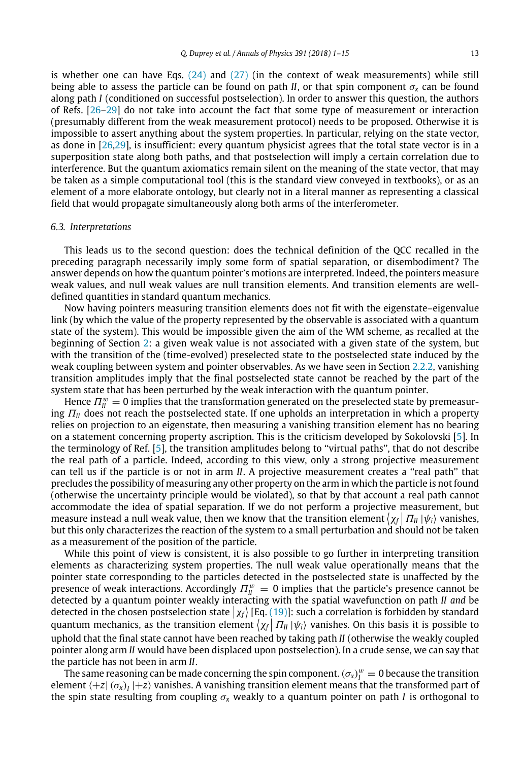is whether one can have Eqs. (24) and (27) (in the context of weak measurements) while still being able to assess the particle can be found on path *II*, or that spin component $\sigma_x$ can be found along path *I* (conditioned on successful postselection). In order to answer this question, the authors of Refs. [26–29] do not take into account the fact that some type of measurement or interaction (presumably different from the weak measurement protocol) needs to be proposed. Otherwise it is impossible to assert anything about the system properties. In particular, relying on the state vector, as done in [26,29], is insufficient: every quantum physicist agrees that the total state vector is in a superposition state along both paths, and that postselection will imply a certain correlation due to interference. But the quantum axiomatics remain silent on the meaning of the state vector, that may be taken as a simple computational tool (this is the standard view conveyed in textbooks), or as an element of a more elaborate ontology, but clearly not in a literal manner as representing a classical field that would propagate simultaneously along both arms of the interferometer.

### 6.3. Interpretations

This leads us to the second question: does the technical definition of the QCC recalled in the preceding paragraph necessarily imply some form of spatial separation, or disembodiment? The answer depends on how the quantum pointer's motions are interpreted. Indeed, the pointers measure weak values, and null weak values are null transition elements. And transition elements are well-defined quantities in standard quantum mechanics.

Now having pointers measuring transition elements does not fit with the eigenstate–eigenvalue link (by which the value of the property represented by the observable is associated with a quantum state of the system). This would be impossible given the aim of the WM scheme, as recalled at the beginning of Section 2: a given weak value is not associated with a given state of the system, but with the transition of the (time-evolved) preselected state to the postselected state induced by the weak coupling between system and pointer observables. As we have seen in Section 2.2.2, vanishing transition amplitudes imply that the final postselected state cannot be reached by the part of the system state that has been perturbed by the weak interaction with the quantum pointer.

Hence $\Pi_{II}^{w} = 0$ implies that the transformation generated on the preselected state by premeasuring $\Pi_{II}$ does not reach the postselected state. If one upholds an interpretation in which a property relies on projection to an eigenstate, then measuring a vanishing transition element has no bearing on a statement concerning property ascription. This is the criticism developed by Sokolovski [5]. In the terminology of Ref. [5], the transition amplitudes belong to "virtual paths", that do not describe the real path of a particle. Indeed, according to this view, only a strong projective measurement can tell us if the particle is or not in arm *II*. A projective measurement creates a "real path" that precludes the possibility of measuring any other property on the arm in which the particle is not found (otherwise the uncertainty principle would be violated), so that by that account a real path cannot accommodate the idea of spatial separation. If we do not perform a projective measurement, but measure instead a null weak value, then we know that the transition element $\langle \chi_f | \Pi_{II} | \psi_i \rangle$ vanishes, but this only characterizes the reaction of the system to a small perturbation and should not be taken as a measurement of the position of the particle.

While this point of view is consistent, it is also possible to go further in interpreting transition elements as characterizing system properties. The null weak value operationally means that the pointer state corresponding to the particles detected in the postselected state is unaffected by the presence of weak interactions. Accordingly $\Pi_{II}^{w} = 0$ implies that the particle's presence cannot be detected by a quantum pointer weakly interacting with the spatial wavefunction on path *II and* be detected in the chosen postselection state $|\chi_f\rangle$ [Eq. (19)]: such a correlation is forbidden by standard quantum mechanics, as the transition element $\langle \chi_f | \Pi_{II} | \psi_i \rangle$ vanishes. On this basis it is possible to uphold that the final state cannot have been reached by taking path *II* (otherwise the weakly coupled pointer along arm *II* would have been displaced upon postselection). In a crude sense, we can say that the particle has not been in arm *II*.

The same reasoning can be made concerning the spin component. $(\sigma_x)_I^{w} = 0$ because the transition element $\langle +z| (\sigma_x)_I |+z\rangle$ vanishes. A vanishing transition element means that the transformed part of the spin state resulting from coupling $\sigma_x$ weakly to a quantum pointer on path *I* is orthogonal to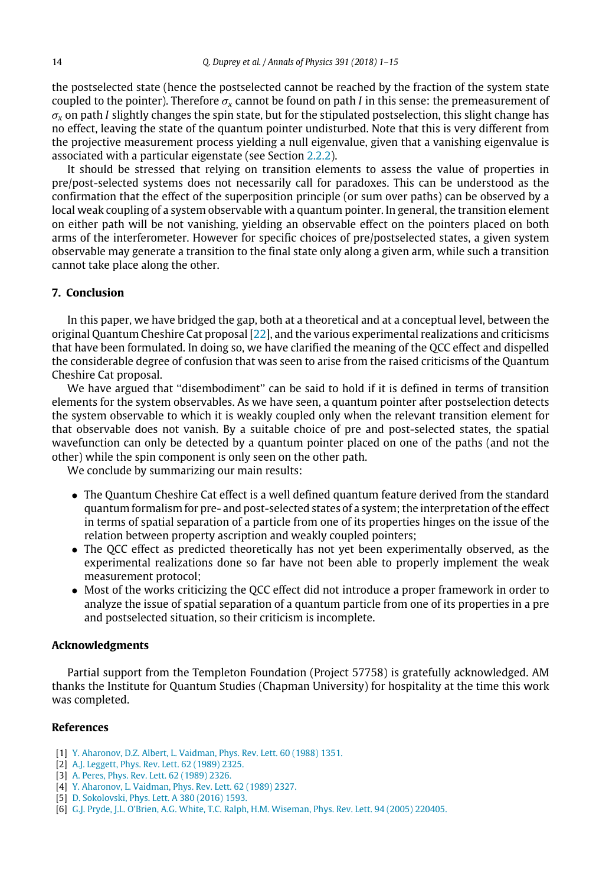the postselected state (hence the postselected cannot be reached by the fraction of the system state coupled to the pointer). Therefore $\sigma_x$ cannot be found on path $I$ in this sense: the premeasurement of $\sigma_x$ on path $I$ slightly changes the spin state, but for the stipulated postselection, this slight change has no effect, leaving the state of the quantum pointer undisturbed. Note that this is very different from the projective measurement process yielding a null eigenvalue, given that a vanishing eigenvalue is associated with a particular eigenstate (see Section 2.2.2).

It should be stressed that relying on transition elements to assess the value of properties in pre/post-selected systems does not necessarily call for paradoxes. This can be understood as the confirmation that the effect of the superposition principle (or sum over paths) can be observed by a local weak coupling of a system observable with a quantum pointer. In general, the transition element on either path will be not vanishing, yielding an observable effect on the pointers placed on both arms of the interferometer. However for specific choices of pre/postselected states, a given system observable may generate a transition to the final state only along a given arm, while such a transition cannot take place along the other.

## 7. Conclusion

In this paper, we have bridged the gap, both at a theoretical and at a conceptual level, between the original Quantum Cheshire Cat proposal [22], and the various experimental realizations and criticisms that have been formulated. In doing so, we have clarified the meaning of the QCC effect and dispelled the considerable degree of confusion that was seen to arise from the raised criticisms of the Quantum Cheshire Cat proposal.

We have argued that "disembodiment" can be said to hold if it is defined in terms of transition elements for the system observables. As we have seen, a quantum pointer after postselection detects the system observable to which it is weakly coupled only when the relevant transition element for that observable does not vanish. By a suitable choice of pre and post-selected states, the spatial wavefunction can only be detected by a quantum pointer placed on one of the paths (and not the other) while the spin component is only seen on the other path.

We conclude by summarizing our main results:

- The Quantum Cheshire Cat effect is a well defined quantum feature derived from the standard quantum formalism for pre- and post-selected states of a system; the interpretation of the effect in terms of spatial separation of a particle from one of its properties hinges on the issue of the relation between property ascription and weakly coupled pointers;
- The QCC effect as predicted theoretically has not yet been experimentally observed, as the experimental realizations done so far have not been able to properly implement the weak measurement protocol;
- Most of the works criticizing the QCC effect did not introduce a proper framework in order to analyze the issue of spatial separation of a quantum particle from one of its properties in a pre and postselected situation, so their criticism is incomplete.

## Acknowledgments

Partial support from the Templeton Foundation (Project 57758) is gratefully acknowledged. AM thanks the Institute for Quantum Studies (Chapman University) for hospitality at the time this work was completed.

## References

[1] Y. Aharonov, D.Z. Albert, L. Vaidman, Phys. Rev. Lett. 60 (1988) 1351.
[2] A.J. Leggett, Phys. Rev. Lett. 62 (1989) 2325.
[3] A. Peres, Phys. Rev. Lett. 62 (1989) 2326.
[4] Y. Aharonov, L. Vaidman, Phys. Rev. Lett. 62 (1989) 2327.
[5] D. Sokolovski, Phys. Lett. A 380 (2016) 1593.
[6] G.J. Pryde, J.L. O'Brien, A.G. White, T.C. Ralph, H.M. Wiseman, Phys. Rev. Lett. 94 (2005) 220405.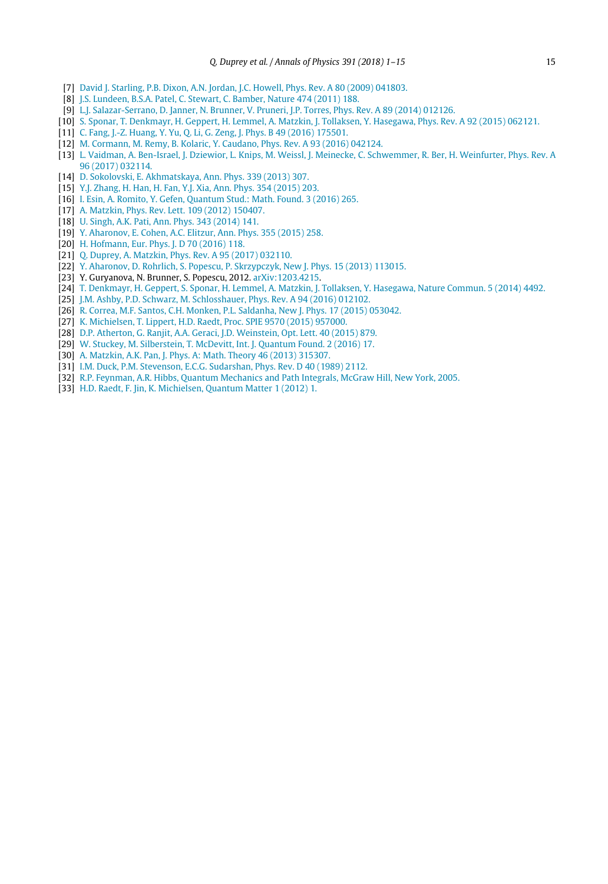[7] David J. Starling, P.B. Dixon, A.N. Jordan, J.C. Howell, Phys. Rev. A 80 (2009) 041803.
[8] J.S. Lundeen, B.S.A. Patel, C. Stewart, C. Bamber, Nature 474 (2011) 188.
[9] L.J. Salazar-Serrano, D. Janner, N. Brunner, V. Pruneri, J.P. Torres, Phys. Rev. A 89 (2014) 012126.
[10] S. Sponar, T. Denkmayr, H. Geppert, H. Lemmel, A. Matzkin, J. Tollaksen, Y. Hasegawa, Phys. Rev. A 92 (2015) 062121.
[11] C. Fang, J.-Z. Huang, Y. Yu, Q. Li, G. Zeng, J. Phys. B 49 (2016) 175501.
[12] M. Cormann, M. Remy, B. Kolaric, Y. Caudano, Phys. Rev. A 93 (2016) 042124.
[13] L. Vaidman, A. Ben-Israel, J. Dziewior, L. Knips, M. Weissl, J. Meinecke, C. Schwemmer, R. Ber, H. Weinfurter, Phys. Rev. A 96 (2017) 032114.
[14] D. Sokolovski, E. Akhmatskaya, Ann. Phys. 339 (2013) 307.
[15] Y.J. Zhang, H. Han, H. Fan, Y.J. Xia, Ann. Phys. 354 (2015) 203.
[16] I. Esin, A. Romito, Y. Gefen, Quantum Stud.: Math. Found. 3 (2016) 265.
[17] A. Matzkin, Phys. Rev. Lett. 109 (2012) 150407.
[18] U. Singh, A.K. Pati, Ann. Phys. 343 (2014) 141.
[19] Y. Aharonov, E. Cohen, A.C. Elitzur, Ann. Phys. 355 (2015) 258.
[20] H. Hofmann, Eur. Phys. J. D 70 (2016) 118.
[21] Q. Duprey, A. Matzkin, Phys. Rev. A 95 (2017) 032110.
[22] Y. Aharonov, D. Rohrlich, S. Popescu, P. Skrzypczyk, New J. Phys. 15 (2013) 113015.
[23] Y. Guryanova, N. Brunner, S. Popescu, 2012. arXiv:1203.4215.
[24] T. Denkmayr, H. Geppert, S. Sponar, H. Lemmel, A. Matzkin, J. Tollaksen, Y. Hasegawa, Nature Commun. 5 (2014) 4492.
[25] J.M. Ashby, P.D. Schwarz, M. Schlosshauer, Phys. Rev. A 94 (2016) 012102.
[26] R. Correa, M.F. Santos, C.H. Monken, P.L. Saldanha, New J. Phys. 17 (2015) 053042.
[27] K. Michielsen, T. Lippert, H.D. Raedt, Proc. SPIE 9570 (2015) 957000.
[28] D.P. Atherton, G. Ranjit, A.A. Geraci, J.D. Weinstein, Opt. Lett. 40 (2015) 879.
[29] W. Stuckey, M. Silberstein, T. McDevitt, Int. J. Quantum Found. 2 (2016) 17.
[30] A. Matzkin, A.K. Pan, J. Phys. A: Math. Theory 46 (2013) 315307.
[31] I.M. Duck, P.M. Stevenson, E.C.G. Sudarshan, Phys. Rev. D 40 (1989) 2112.
[32] R.P. Feynman, A.R. Hibbs, Quantum Mechanics and Path Integrals, McGraw Hill, New York, 2005.
[33] H.D. Raedt, F. Jin, K. Michielsen, Quantum Matter 1 (2012) 1.